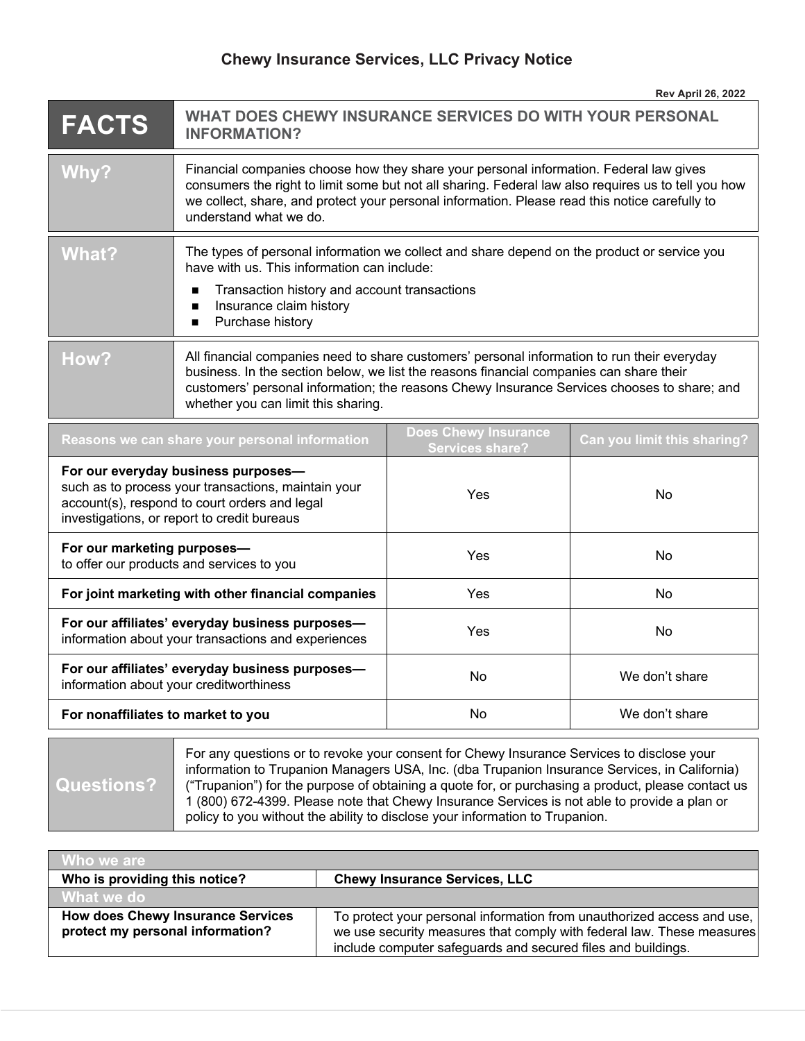# Chewy Insurance Services, LLC Privacy Notice

Rev April 26, 2022

| FACTS | WHAT DOES CHEWY INSURANCE SERVICES DO WITH YOUR PERSONAL INFORMATION? |
|---|---|

| | |
|---|---|
| **Why?** | Financial companies choose how they share your personal information. Federal law gives consumers the right to limit some but not all sharing. Federal law also requires us to tell you how we collect, share, and protect your personal information. Please read this notice carefully to understand what we do. |
| **What?** | The types of personal information we collect and share depend on the product or service you have with us. This information can include:<br>■ Transaction history and account transactions<br>■ Insurance claim history<br>■ Purchase history |
| **How?** | All financial companies need to share customers' personal information to run their everyday business. In the section below, we list the reasons financial companies can share their customers' personal information; the reasons Chewy Insurance Services chooses to share; and whether you can limit this sharing. |

| Reasons we can share your personal information | Does Chewy Insurance Services share? | Can you limit this sharing? |
|---|---|---|
| **For our everyday business purposes—** such as to process your transactions, maintain your account(s), respond to court orders and legal investigations, or report to credit bureaus | Yes | No |
| **For our marketing purposes—** to offer our products and services to you | Yes | No |
| **For joint marketing with other financial companies** | Yes | No |
| **For our affiliates' everyday business purposes—** information about your transactions and experiences | Yes | No |
| **For our affiliates' everyday business purposes—** information about your creditworthiness | No | We don't share |
| **For nonaffiliates to market to you** | No | We don't share |

| | |
|---|---|
| **Questions?** | For any questions or to revoke your consent for Chewy Insurance Services to disclose your information to Trupanion Managers USA, Inc. (dba Trupanion Insurance Services, in California) ("Trupanion") for the purpose of obtaining a quote for, or purchasing a product, please contact us 1 (800) 672-4399. Please note that Chewy Insurance Services is not able to provide a plan or policy to you without the ability to disclose your information to Trupanion. |

| Who we are | |
|---|---|
| **Who is providing this notice?** | **Chewy Insurance Services, LLC** |
| **What we do** | |
| **How does Chewy Insurance Services protect my personal information?** | To protect your personal information from unauthorized access and use, we use security measures that comply with federal law. These measures include computer safeguards and secured files and buildings. |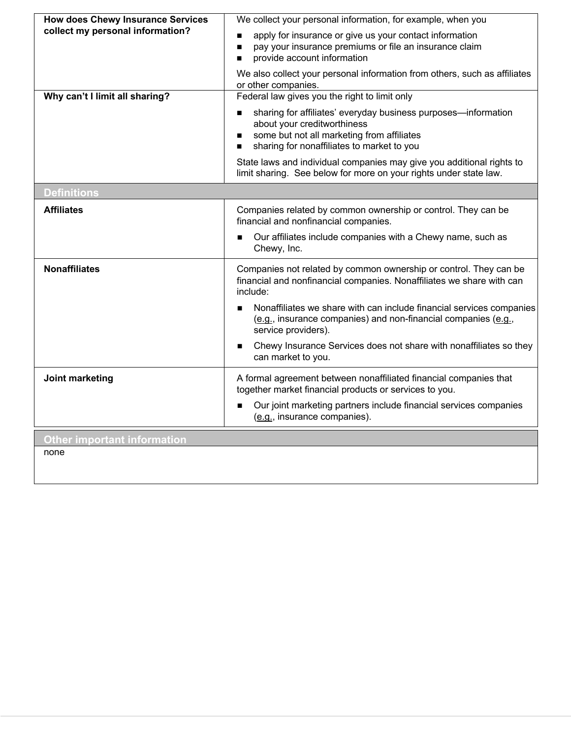| | |
|---|---|
| **How does Chewy Insurance Services collect my personal information?** | We collect your personal information, for example, when you<br>■ apply for insurance or give us your contact information<br>■ pay your insurance premiums or file an insurance claim<br>■ provide account information<br><br>We also collect your personal information from others, such as affiliates or other companies. |
| **Why can't I limit all sharing?** | Federal law gives you the right to limit only<br>■ sharing for affiliates' everyday business purposes—information about your creditworthiness<br>■ some but not all marketing from affiliates<br>■ sharing for nonaffiliates to market to you<br><br>State laws and individual companies may give you additional rights to limit sharing. See below for more on your rights under state law. |

## Definitions

| | |
|---|---|
| **Affiliates** | Companies related by common ownership or control. They can be financial and nonfinancial companies.<br>■ Our affiliates include companies with a Chewy name, such as Chewy, Inc. |
| **Nonaffiliates** | Companies not related by common ownership or control. They can be financial and nonfinancial companies. Nonaffiliates we share with can include:<br>■ Nonaffiliates we share with can include financial services companies (e.g., insurance companies) and non-financial companies (e.g., service providers).<br>■ Chewy Insurance Services does not share with nonaffiliates so they can market to you. |
| **Joint marketing** | A formal agreement between nonaffiliated financial companies that together market financial products or services to you.<br>■ Our joint marketing partners include financial services companies (e.g., insurance companies). |

## Other important information

none